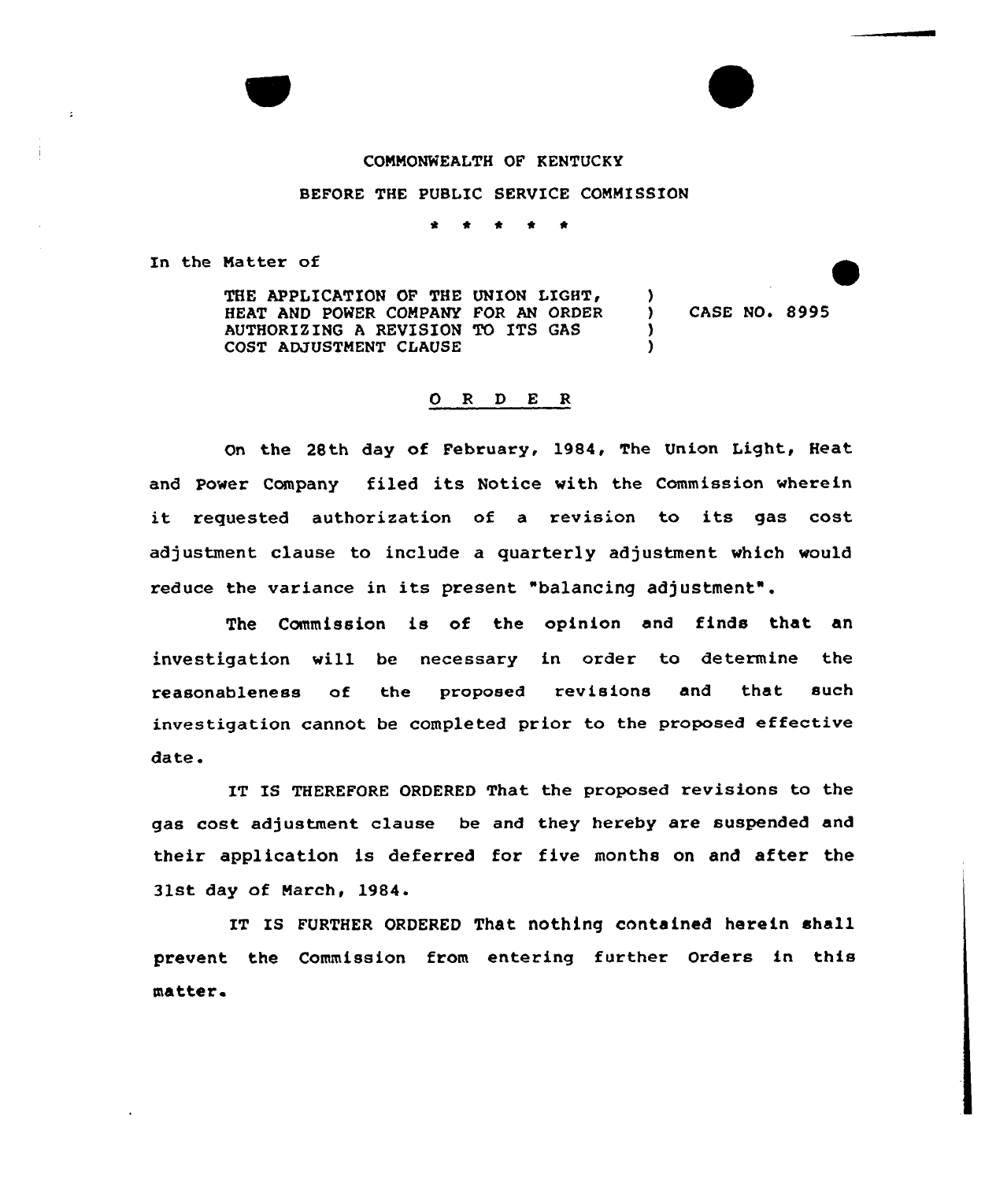COMMONWEALTH OF KENTUCKY

BEFORE THE PUBLIC SERVICE COMMISSION

\* \* \* \* \*

In the Matter of

| | | |
|---|---|---|
| THE APPLICATION OF THE UNION LIGHT, HEAT AND POWER COMPANY FOR AN ORDER AUTHORIZING A REVISION TO ITS GAS COST ADJUSTMENT CLAUSE | ) ) ) ) | CASE NO. 8995 |

## O R D E R

On the 28th day of February, 1984, The Union Light, Heat and Power Company filed its Notice with the Commission wherein it requested authorization of a revision to its gas cost adjustment clause to include a quarterly adjustment which would reduce the variance in its present "balancing adjustment".

The Commission is of the opinion and finds that an investigation will be necessary in order to determine the reasonableness of the proposed revisions and that such investigation cannot be completed prior to the proposed effective date.

IT IS THEREFORE ORDERED That the proposed revisions to the gas cost adjustment clause be and they hereby are suspended and their application is deferred for five months on and after the 31st day of March, 1984.

IT IS FURTHER ORDERED That nothing contained herein shall prevent the Commission from entering further Orders in this matter.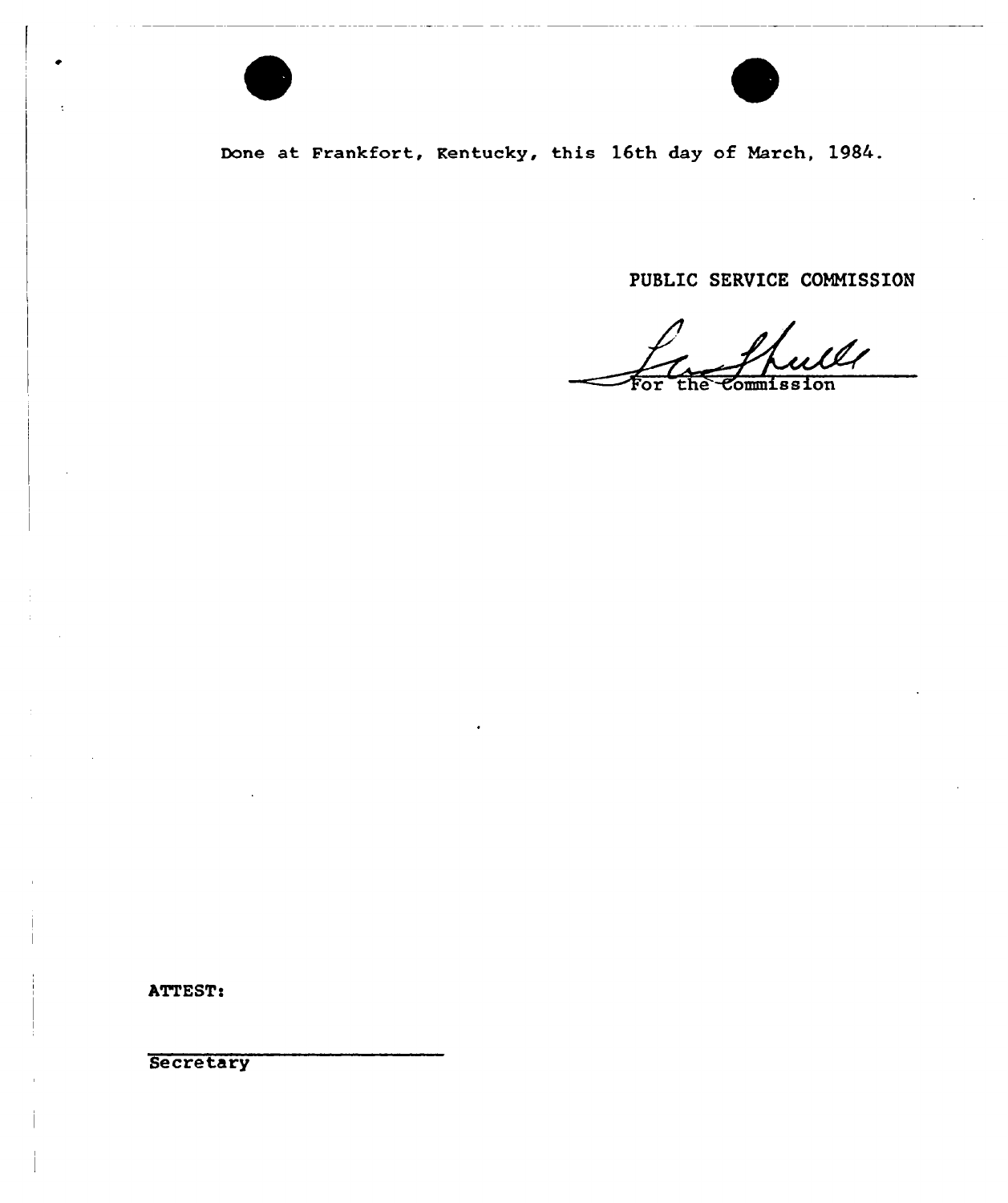Done at Frankfort, Kentucky, this 16th day of March, 1984.

PUBLIC SERVICE COMMISSION

For the Commission

ATTEST:

Secretary